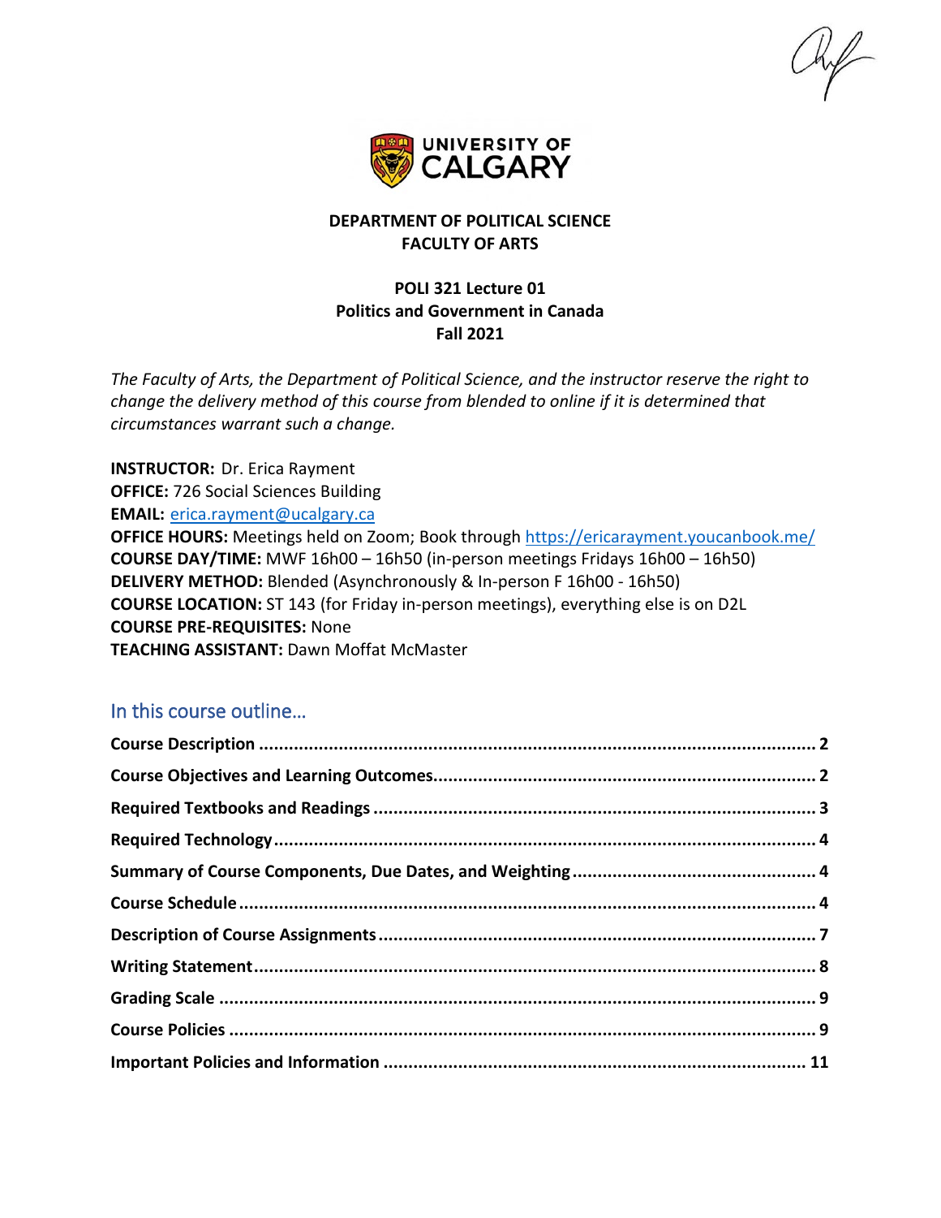**DEPARTMENT OF POLITICAL SCIENCE**
**FACULTY OF ARTS**

**POLI 321 Lecture 01**
**Politics and Government in Canada**
**Fall 2021**

*The Faculty of Arts, the Department of Political Science, and the instructor reserve the right to change the delivery method of this course from blended to online if it is determined that circumstances warrant such a change.*

**INSTRUCTOR:** Dr. Erica Rayment
**OFFICE:** 726 Social Sciences Building
**EMAIL:** erica.rayment@ucalgary.ca
**OFFICE HOURS:** Meetings held on Zoom; Book through https://ericarayment.youcanbook.me/
**COURSE DAY/TIME:** MWF 16h00 – 16h50 (in-person meetings Fridays 16h00 – 16h50)
**DELIVERY METHOD:** Blended (Asynchronously & In-person F 16h00 - 16h50)
**COURSE LOCATION:** ST 143 (for Friday in-person meetings), everything else is on D2L
**COURSE PRE-REQUISITES:** None
**TEACHING ASSISTANT:** Dawn Moffat McMaster

## In this course outline…

- **Course Description** ..... 2
- **Course Objectives and Learning Outcomes** ..... 2
- **Required Textbooks and Readings** ..... 3
- **Required Technology** ..... 4
- **Summary of Course Components, Due Dates, and Weighting** ..... 4
- **Course Schedule** ..... 4
- **Description of Course Assignments** ..... 7
- **Writing Statement** ..... 8
- **Grading Scale** ..... 9
- **Course Policies** ..... 9
- **Important Policies and Information** ..... 11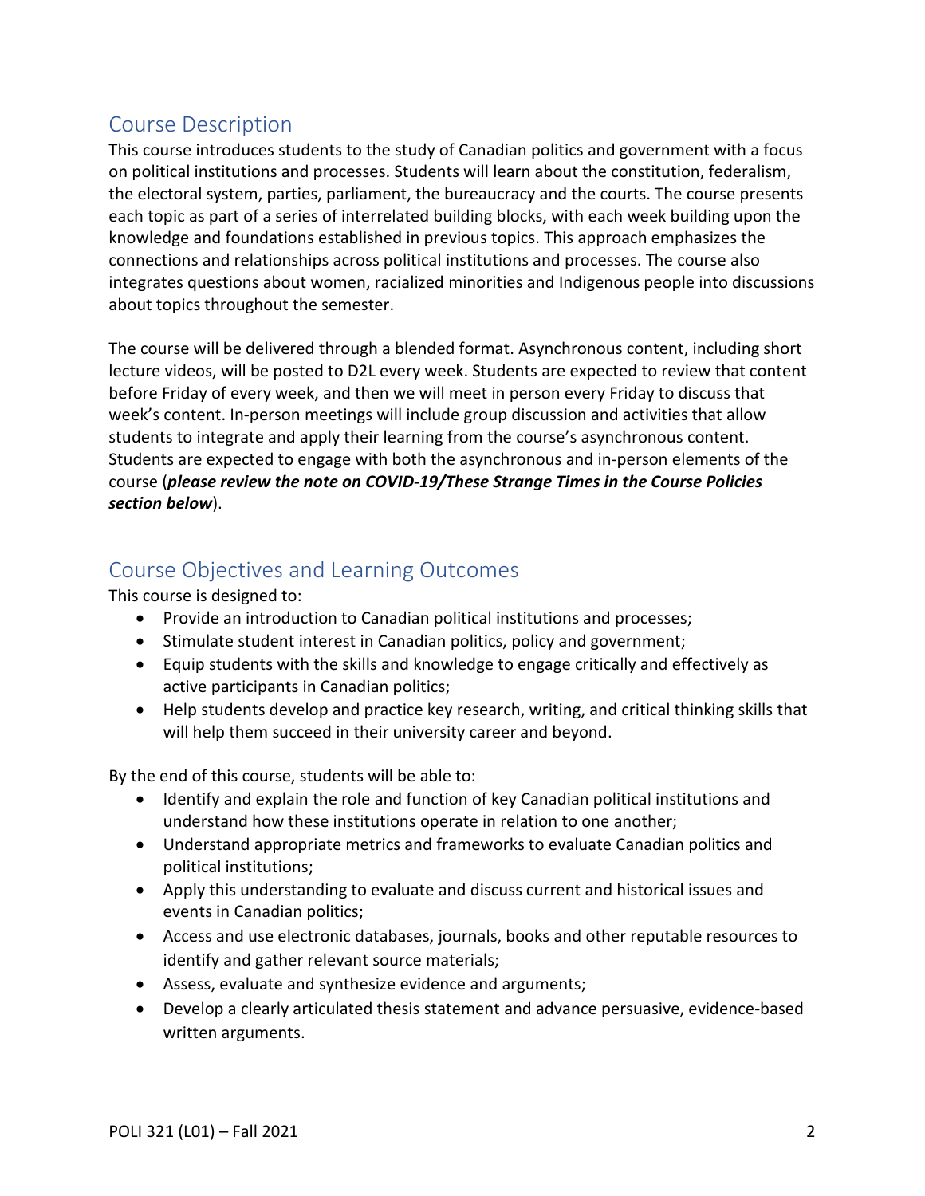## Course Description

This course introduces students to the study of Canadian politics and government with a focus on political institutions and processes. Students will learn about the constitution, federalism, the electoral system, parties, parliament, the bureaucracy and the courts. The course presents each topic as part of a series of interrelated building blocks, with each week building upon the knowledge and foundations established in previous topics. This approach emphasizes the connections and relationships across political institutions and processes. The course also integrates questions about women, racialized minorities and Indigenous people into discussions about topics throughout the semester.

The course will be delivered through a blended format. Asynchronous content, including short lecture videos, will be posted to D2L every week. Students are expected to review that content before Friday of every week, and then we will meet in person every Friday to discuss that week's content. In-person meetings will include group discussion and activities that allow students to integrate and apply their learning from the course's asynchronous content. Students are expected to engage with both the asynchronous and in-person elements of the course (***please review the note on COVID-19/These Strange Times in the Course Policies section below***).

## Course Objectives and Learning Outcomes

This course is designed to:

- Provide an introduction to Canadian political institutions and processes;
- Stimulate student interest in Canadian politics, policy and government;
- Equip students with the skills and knowledge to engage critically and effectively as active participants in Canadian politics;
- Help students develop and practice key research, writing, and critical thinking skills that will help them succeed in their university career and beyond.

By the end of this course, students will be able to:

- Identify and explain the role and function of key Canadian political institutions and understand how these institutions operate in relation to one another;
- Understand appropriate metrics and frameworks to evaluate Canadian politics and political institutions;
- Apply this understanding to evaluate and discuss current and historical issues and events in Canadian politics;
- Access and use electronic databases, journals, books and other reputable resources to identify and gather relevant source materials;
- Assess, evaluate and synthesize evidence and arguments;
- Develop a clearly articulated thesis statement and advance persuasive, evidence-based written arguments.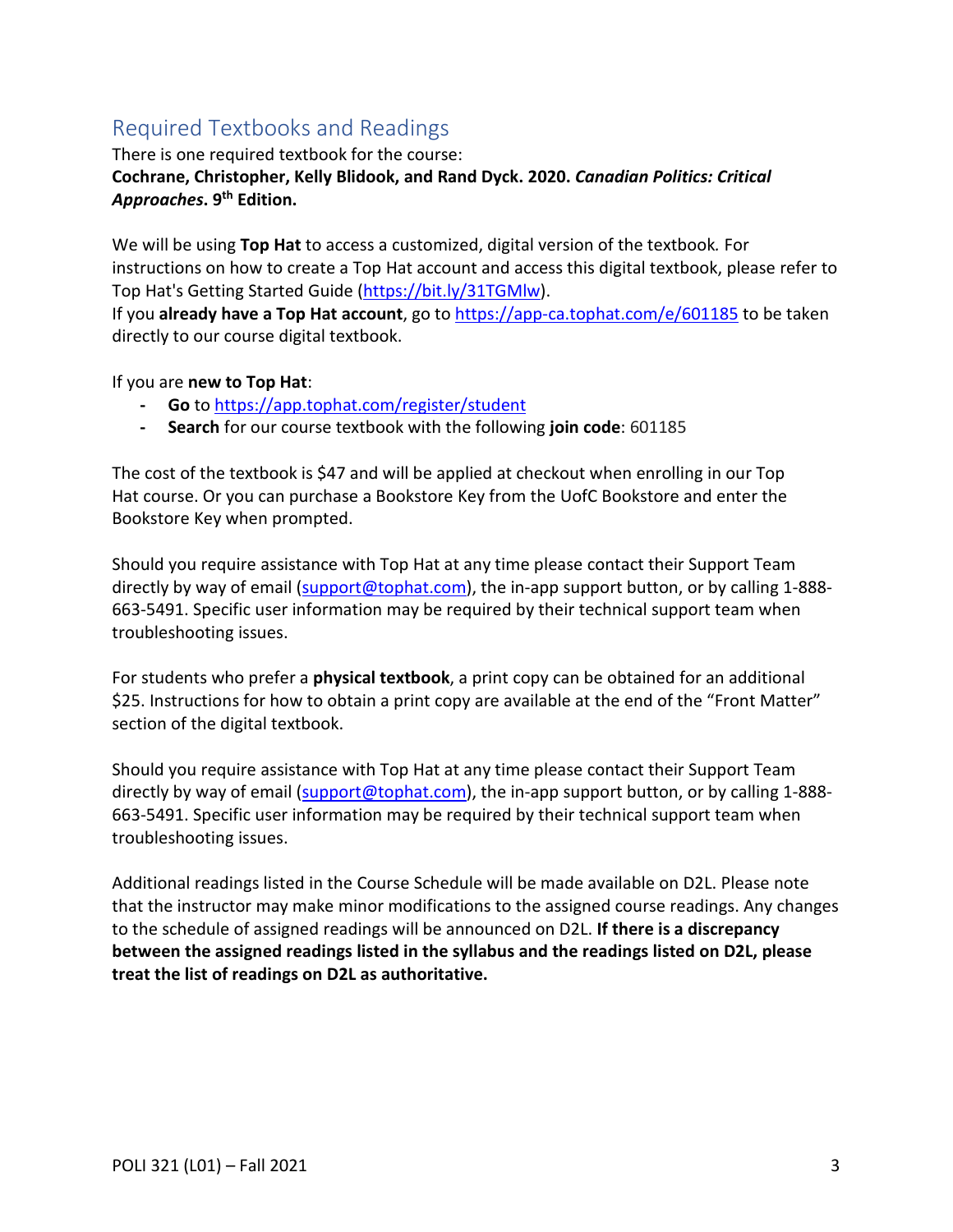## Required Textbooks and Readings

There is one required textbook for the course:
**Cochrane, Christopher, Kelly Blidook, and Rand Dyck. 2020. *Canadian Politics: Critical Approaches*. 9th Edition.**

We will be using **Top Hat** to access a customized, digital version of the textbook. For instructions on how to create a Top Hat account and access this digital textbook, please refer to Top Hat's Getting Started Guide (https://bit.ly/31TGMlw).
If you **already have a Top Hat account**, go to https://app-ca.tophat.com/e/601185 to be taken directly to our course digital textbook.

If you are **new to Top Hat**:

- **Go** to https://app.tophat.com/register/student
- **Search** for our course textbook with the following **join code**: 601185

The cost of the textbook is $47 and will be applied at checkout when enrolling in our Top Hat course. Or you can purchase a Bookstore Key from the UofC Bookstore and enter the Bookstore Key when prompted.

Should you require assistance with Top Hat at any time please contact their Support Team directly by way of email (support@tophat.com), the in-app support button, or by calling 1-888-663-5491. Specific user information may be required by their technical support team when troubleshooting issues.

For students who prefer a **physical textbook**, a print copy can be obtained for an additional $25. Instructions for how to obtain a print copy are available at the end of the "Front Matter" section of the digital textbook.

Should you require assistance with Top Hat at any time please contact their Support Team directly by way of email (support@tophat.com), the in-app support button, or by calling 1-888-663-5491. Specific user information may be required by their technical support team when troubleshooting issues.

Additional readings listed in the Course Schedule will be made available on D2L. Please note that the instructor may make minor modifications to the assigned course readings. Any changes to the schedule of assigned readings will be announced on D2L. **If there is a discrepancy between the assigned readings listed in the syllabus and the readings listed on D2L, please treat the list of readings on D2L as authoritative.**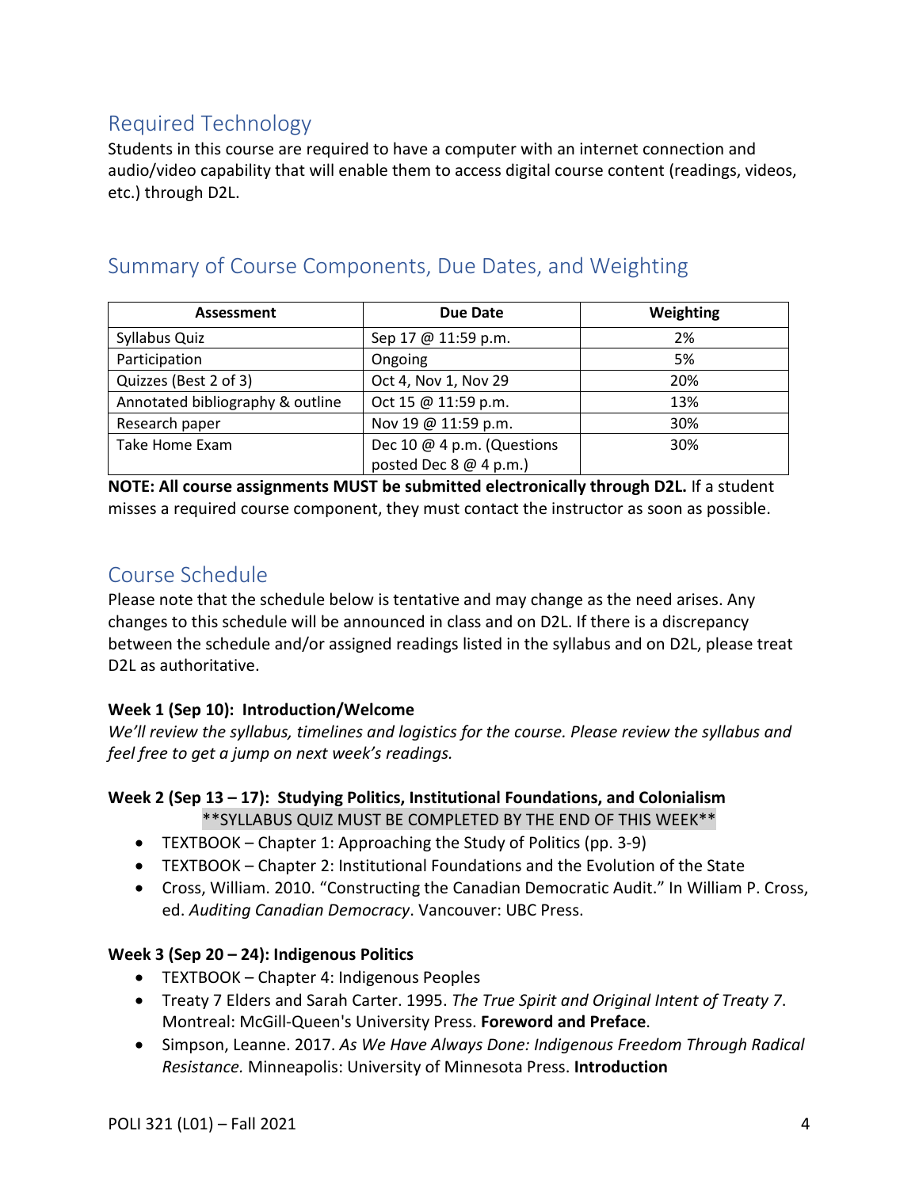## Required Technology

Students in this course are required to have a computer with an internet connection and audio/video capability that will enable them to access digital course content (readings, videos, etc.) through D2L.

## Summary of Course Components, Due Dates, and Weighting

| Assessment | Due Date | Weighting |
|---|---|---|
| Syllabus Quiz | Sep 17 @ 11:59 p.m. | 2% |
| Participation | Ongoing | 5% |
| Quizzes (Best 2 of 3) | Oct 4, Nov 1, Nov 29 | 20% |
| Annotated bibliography & outline | Oct 15 @ 11:59 p.m. | 13% |
| Research paper | Nov 19 @ 11:59 p.m. | 30% |
| Take Home Exam | Dec 10 @ 4 p.m. (Questions posted Dec 8 @ 4 p.m.) | 30% |

**NOTE: All course assignments MUST be submitted electronically through D2L.** If a student misses a required course component, they must contact the instructor as soon as possible.

## Course Schedule

Please note that the schedule below is tentative and may change as the need arises. Any changes to this schedule will be announced in class and on D2L. If there is a discrepancy between the schedule and/or assigned readings listed in the syllabus and on D2L, please treat D2L as authoritative.

**Week 1 (Sep 10): Introduction/Welcome**

*We'll review the syllabus, timelines and logistics for the course. Please review the syllabus and feel free to get a jump on next week's readings.*

**Week 2 (Sep 13 – 17): Studying Politics, Institutional Foundations, and Colonialism**

\*\*SYLLABUS QUIZ MUST BE COMPLETED BY THE END OF THIS WEEK\*\*

- TEXTBOOK – Chapter 1: Approaching the Study of Politics (pp. 3-9)
- TEXTBOOK – Chapter 2: Institutional Foundations and the Evolution of the State
- Cross, William. 2010. "Constructing the Canadian Democratic Audit." In William P. Cross, ed. *Auditing Canadian Democracy*. Vancouver: UBC Press.

**Week 3 (Sep 20 – 24): Indigenous Politics**

- TEXTBOOK – Chapter 4: Indigenous Peoples
- Treaty 7 Elders and Sarah Carter. 1995. *The True Spirit and Original Intent of Treaty 7*. Montreal: McGill-Queen's University Press. **Foreword and Preface**.
- Simpson, Leanne. 2017. *As We Have Always Done: Indigenous Freedom Through Radical Resistance.* Minneapolis: University of Minnesota Press. **Introduction**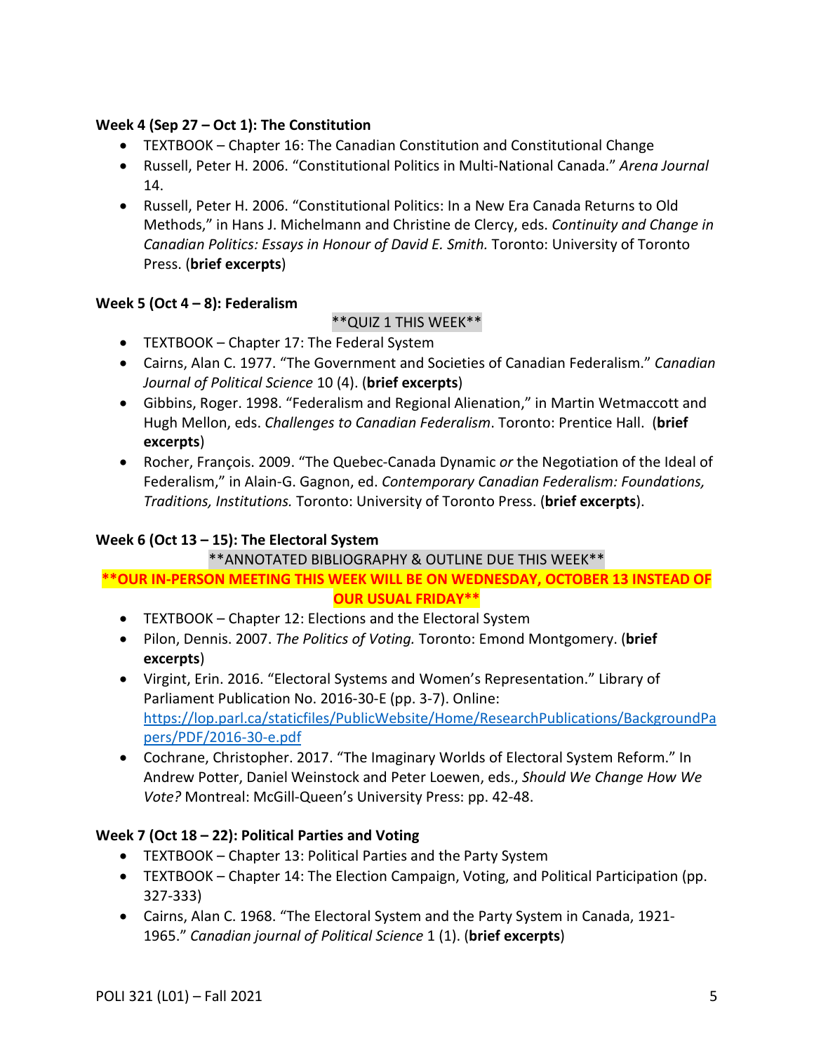**Week 4 (Sep 27 – Oct 1): The Constitution**

- TEXTBOOK – Chapter 16: The Canadian Constitution and Constitutional Change
- Russell, Peter H. 2006. "Constitutional Politics in Multi-National Canada." *Arena Journal* 14.
- Russell, Peter H. 2006. "Constitutional Politics: In a New Era Canada Returns to Old Methods," in Hans J. Michelmann and Christine de Clercy, eds. *Continuity and Change in Canadian Politics: Essays in Honour of David E. Smith.* Toronto: University of Toronto Press. (**brief excerpts**)

**Week 5 (Oct 4 – 8): Federalism**

**QUIZ 1 THIS WEEK**

- TEXTBOOK – Chapter 17: The Federal System
- Cairns, Alan C. 1977. "The Government and Societies of Canadian Federalism." *Canadian Journal of Political Science* 10 (4). (**brief excerpts**)
- Gibbins, Roger. 1998. "Federalism and Regional Alienation," in Martin Wetmaccott and Hugh Mellon, eds. *Challenges to Canadian Federalism*. Toronto: Prentice Hall. (**brief excerpts**)
- Rocher, François. 2009. "The Quebec-Canada Dynamic *or* the Negotiation of the Ideal of Federalism," in Alain-G. Gagnon, ed. *Contemporary Canadian Federalism: Foundations, Traditions, Institutions.* Toronto: University of Toronto Press. (**brief excerpts**).

**Week 6 (Oct 13 – 15): The Electoral System**

**ANNOTATED BIBLIOGRAPHY & OUTLINE DUE THIS WEEK**

****OUR IN-PERSON MEETING THIS WEEK WILL BE ON WEDNESDAY, OCTOBER 13 INSTEAD OF OUR USUAL FRIDAY****

- TEXTBOOK – Chapter 12: Elections and the Electoral System
- Pilon, Dennis. 2007. *The Politics of Voting.* Toronto: Emond Montgomery. (**brief excerpts**)
- Virgint, Erin. 2016. "Electoral Systems and Women's Representation." Library of Parliament Publication No. 2016-30-E (pp. 3-7). Online: https://lop.parl.ca/staticfiles/PublicWebsite/Home/ResearchPublications/BackgroundPapers/PDF/2016-30-e.pdf
- Cochrane, Christopher. 2017. "The Imaginary Worlds of Electoral System Reform." In Andrew Potter, Daniel Weinstock and Peter Loewen, eds., *Should We Change How We Vote?* Montreal: McGill-Queen's University Press: pp. 42-48.

**Week 7 (Oct 18 – 22): Political Parties and Voting**

- TEXTBOOK – Chapter 13: Political Parties and the Party System
- TEXTBOOK – Chapter 14: The Election Campaign, Voting, and Political Participation (pp. 327-333)
- Cairns, Alan C. 1968. "The Electoral System and the Party System in Canada, 1921-1965." *Canadian journal of Political Science* 1 (1). (**brief excerpts**)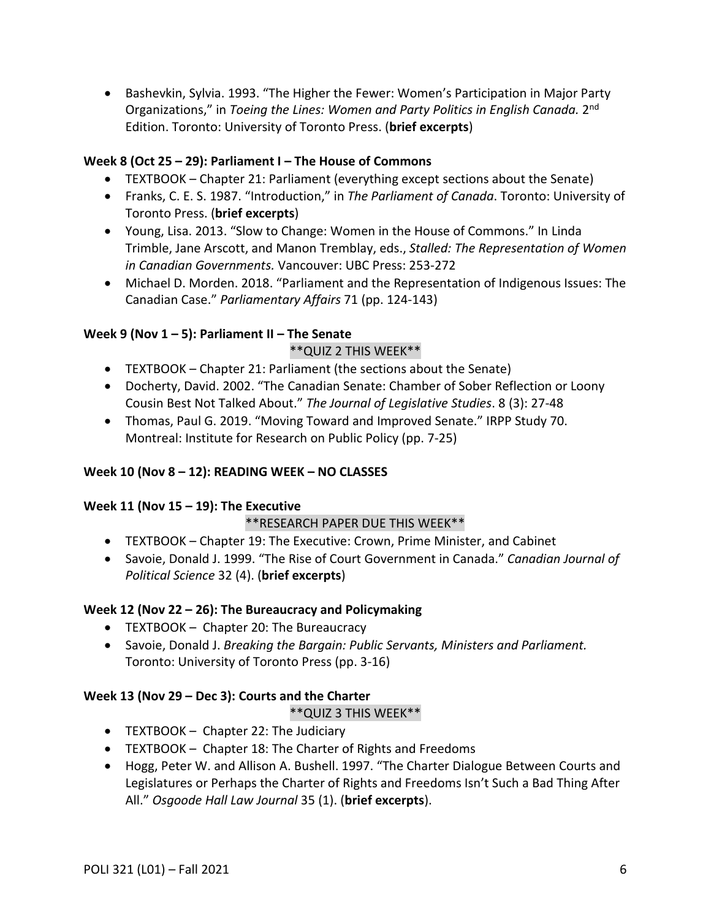- Bashevkin, Sylvia. 1993. "The Higher the Fewer: Women's Participation in Major Party Organizations," in *Toeing the Lines: Women and Party Politics in English Canada.* 2nd Edition. Toronto: University of Toronto Press. (**brief excerpts**)

**Week 8 (Oct 25 – 29): Parliament I – The House of Commons**

- TEXTBOOK – Chapter 21: Parliament (everything except sections about the Senate)
- Franks, C. E. S. 1987. "Introduction," in *The Parliament of Canada*. Toronto: University of Toronto Press. (**brief excerpts**)
- Young, Lisa. 2013. "Slow to Change: Women in the House of Commons." In Linda Trimble, Jane Arscott, and Manon Tremblay, eds., *Stalled: The Representation of Women in Canadian Governments.* Vancouver: UBC Press: 253-272
- Michael D. Morden. 2018. "Parliament and the Representation of Indigenous Issues: The Canadian Case." *Parliamentary Affairs* 71 (pp. 124-143)

**Week 9 (Nov 1 – 5): Parliament II – The Senate**

**QUIZ 2 THIS WEEK**

- TEXTBOOK – Chapter 21: Parliament (the sections about the Senate)
- Docherty, David. 2002. "The Canadian Senate: Chamber of Sober Reflection or Loony Cousin Best Not Talked About." *The Journal of Legislative Studies*. 8 (3): 27-48
- Thomas, Paul G. 2019. "Moving Toward and Improved Senate." IRPP Study 70. Montreal: Institute for Research on Public Policy (pp. 7-25)

**Week 10 (Nov 8 – 12): READING WEEK – NO CLASSES**

**Week 11 (Nov 15 – 19): The Executive**

**RESEARCH PAPER DUE THIS WEEK**

- TEXTBOOK – Chapter 19: The Executive: Crown, Prime Minister, and Cabinet
- Savoie, Donald J. 1999. "The Rise of Court Government in Canada." *Canadian Journal of Political Science* 32 (4). (**brief excerpts**)

**Week 12 (Nov 22 – 26): The Bureaucracy and Policymaking**

- TEXTBOOK – Chapter 20: The Bureaucracy
- Savoie, Donald J. *Breaking the Bargain: Public Servants, Ministers and Parliament.* Toronto: University of Toronto Press (pp. 3-16)

**Week 13 (Nov 29 – Dec 3): Courts and the Charter**

**QUIZ 3 THIS WEEK**

- TEXTBOOK – Chapter 22: The Judiciary
- TEXTBOOK – Chapter 18: The Charter of Rights and Freedoms
- Hogg, Peter W. and Allison A. Bushell. 1997. "The Charter Dialogue Between Courts and Legislatures or Perhaps the Charter of Rights and Freedoms Isn't Such a Bad Thing After All." *Osgoode Hall Law Journal* 35 (1). (**brief excerpts**).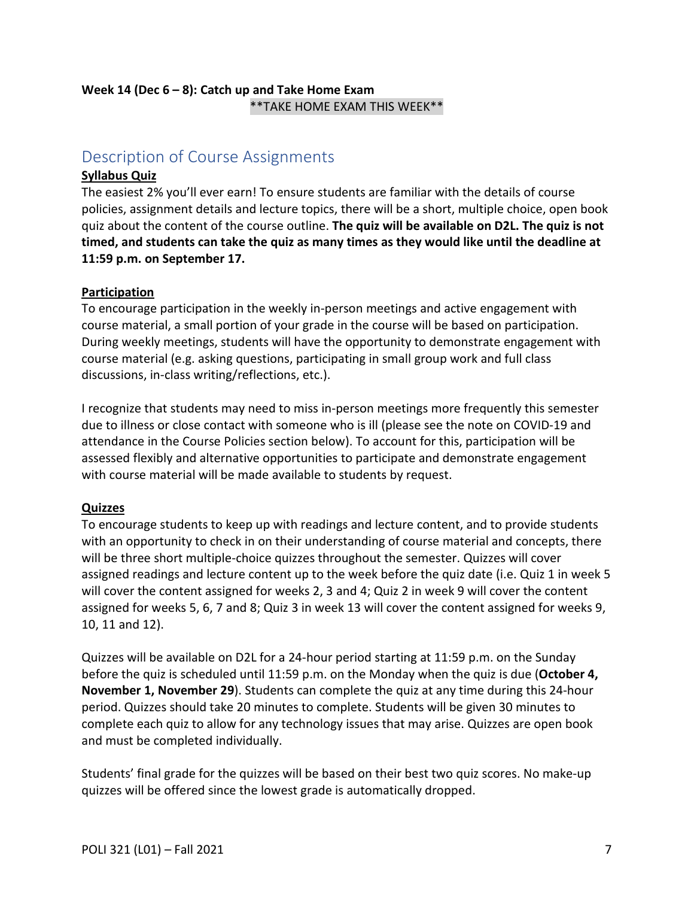**Week 14 (Dec 6 – 8): Catch up and Take Home Exam**

**TAKE HOME EXAM THIS WEEK**

## Description of Course Assignments

**Syllabus Quiz**

The easiest 2% you'll ever earn! To ensure students are familiar with the details of course policies, assignment details and lecture topics, there will be a short, multiple choice, open book quiz about the content of the course outline. **The quiz will be available on D2L. The quiz is not timed, and students can take the quiz as many times as they would like until the deadline at 11:59 p.m. on September 17.**

**Participation**

To encourage participation in the weekly in-person meetings and active engagement with course material, a small portion of your grade in the course will be based on participation. During weekly meetings, students will have the opportunity to demonstrate engagement with course material (e.g. asking questions, participating in small group work and full class discussions, in-class writing/reflections, etc.).

I recognize that students may need to miss in-person meetings more frequently this semester due to illness or close contact with someone who is ill (please see the note on COVID-19 and attendance in the Course Policies section below). To account for this, participation will be assessed flexibly and alternative opportunities to participate and demonstrate engagement with course material will be made available to students by request.

**Quizzes**

To encourage students to keep up with readings and lecture content, and to provide students with an opportunity to check in on their understanding of course material and concepts, there will be three short multiple-choice quizzes throughout the semester. Quizzes will cover assigned readings and lecture content up to the week before the quiz date (i.e. Quiz 1 in week 5 will cover the content assigned for weeks 2, 3 and 4; Quiz 2 in week 9 will cover the content assigned for weeks 5, 6, 7 and 8; Quiz 3 in week 13 will cover the content assigned for weeks 9, 10, 11 and 12).

Quizzes will be available on D2L for a 24-hour period starting at 11:59 p.m. on the Sunday before the quiz is scheduled until 11:59 p.m. on the Monday when the quiz is due (**October 4, November 1, November 29**). Students can complete the quiz at any time during this 24-hour period. Quizzes should take 20 minutes to complete. Students will be given 30 minutes to complete each quiz to allow for any technology issues that may arise. Quizzes are open book and must be completed individually.

Students' final grade for the quizzes will be based on their best two quiz scores. No make-up quizzes will be offered since the lowest grade is automatically dropped.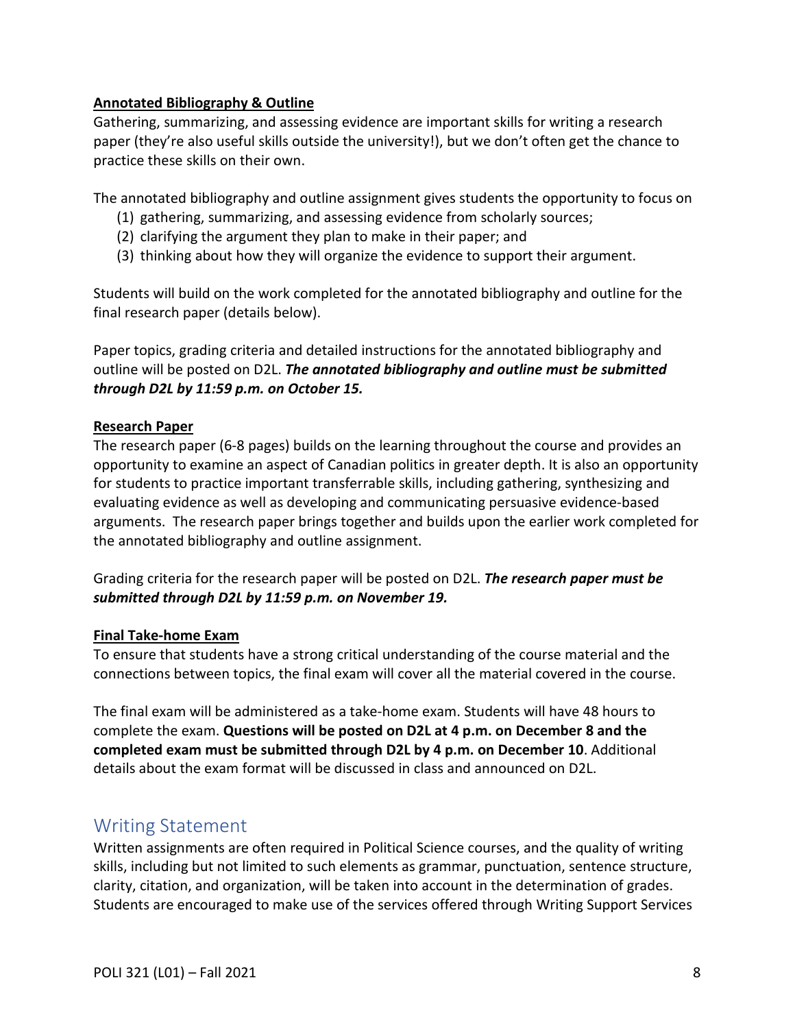**Annotated Bibliography & Outline**

Gathering, summarizing, and assessing evidence are important skills for writing a research paper (they're also useful skills outside the university!), but we don't often get the chance to practice these skills on their own.

The annotated bibliography and outline assignment gives students the opportunity to focus on

1. gathering, summarizing, and assessing evidence from scholarly sources;
2. clarifying the argument they plan to make in their paper; and
3. thinking about how they will organize the evidence to support their argument.

Students will build on the work completed for the annotated bibliography and outline for the final research paper (details below).

Paper topics, grading criteria and detailed instructions for the annotated bibliography and outline will be posted on D2L. ***The annotated bibliography and outline must be submitted through D2L by 11:59 p.m. on October 15.***

**Research Paper**

The research paper (6-8 pages) builds on the learning throughout the course and provides an opportunity to examine an aspect of Canadian politics in greater depth. It is also an opportunity for students to practice important transferrable skills, including gathering, synthesizing and evaluating evidence as well as developing and communicating persuasive evidence-based arguments. The research paper brings together and builds upon the earlier work completed for the annotated bibliography and outline assignment.

Grading criteria for the research paper will be posted on D2L. ***The research paper must be submitted through D2L by 11:59 p.m. on November 19.***

**Final Take-home Exam**

To ensure that students have a strong critical understanding of the course material and the connections between topics, the final exam will cover all the material covered in the course.

The final exam will be administered as a take-home exam. Students will have 48 hours to complete the exam. **Questions will be posted on D2L at 4 p.m. on December 8 and the completed exam must be submitted through D2L by 4 p.m. on December 10**. Additional details about the exam format will be discussed in class and announced on D2L.

## Writing Statement

Written assignments are often required in Political Science courses, and the quality of writing skills, including but not limited to such elements as grammar, punctuation, sentence structure, clarity, citation, and organization, will be taken into account in the determination of grades. Students are encouraged to make use of the services offered through Writing Support Services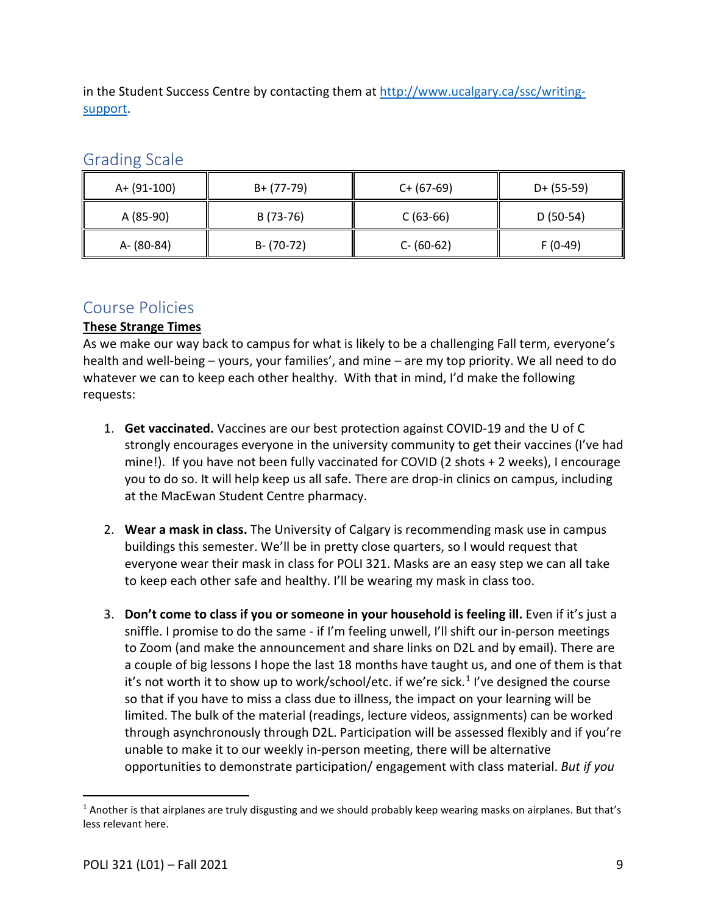in the Student Success Centre by contacting them at [http://www.ucalgary.ca/ssc/writing-support](http://www.ucalgary.ca/ssc/writing-support).

## Grading Scale

| | | | |
|---|---|---|---|
| A+ (91-100) | B+ (77-79) | C+ (67-69) | D+ (55-59) |
| A (85-90) | B (73-76) | C (63-66) | D (50-54) |
| A- (80-84) | B- (70-72) | C- (60-62) | F (0-49) |

## Course Policies

**These Strange Times**

As we make our way back to campus for what is likely to be a challenging Fall term, everyone's health and well-being – yours, your families', and mine – are my top priority. We all need to do whatever we can to keep each other healthy. With that in mind, I'd make the following requests:

1. **Get vaccinated.** Vaccines are our best protection against COVID-19 and the U of C strongly encourages everyone in the university community to get their vaccines (I've had mine!). If you have not been fully vaccinated for COVID (2 shots + 2 weeks), I encourage you to do so. It will help keep us all safe. There are drop-in clinics on campus, including at the MacEwan Student Centre pharmacy.

2. **Wear a mask in class.** The University of Calgary is recommending mask use in campus buildings this semester. We'll be in pretty close quarters, so I would request that everyone wear their mask in class for POLI 321. Masks are an easy step we can all take to keep each other safe and healthy. I'll be wearing my mask in class too.

3. **Don't come to class if you or someone in your household is feeling ill.** Even if it's just a sniffle. I promise to do the same - if I'm feeling unwell, I'll shift our in-person meetings to Zoom (and make the announcement and share links on D2L and by email). There are a couple of big lessons I hope the last 18 months have taught us, and one of them is that it's not worth it to show up to work/school/etc. if we're sick.[1] I've designed the course so that if you have to miss a class due to illness, the impact on your learning will be limited. The bulk of the material (readings, lecture videos, assignments) can be worked through asynchronously through D2L. Participation will be assessed flexibly and if you're unable to make it to our weekly in-person meeting, there will be alternative opportunities to demonstrate participation/ engagement with class material. *But if you*

[1] Another is that airplanes are truly disgusting and we should probably keep wearing masks on airplanes. But that's less relevant here.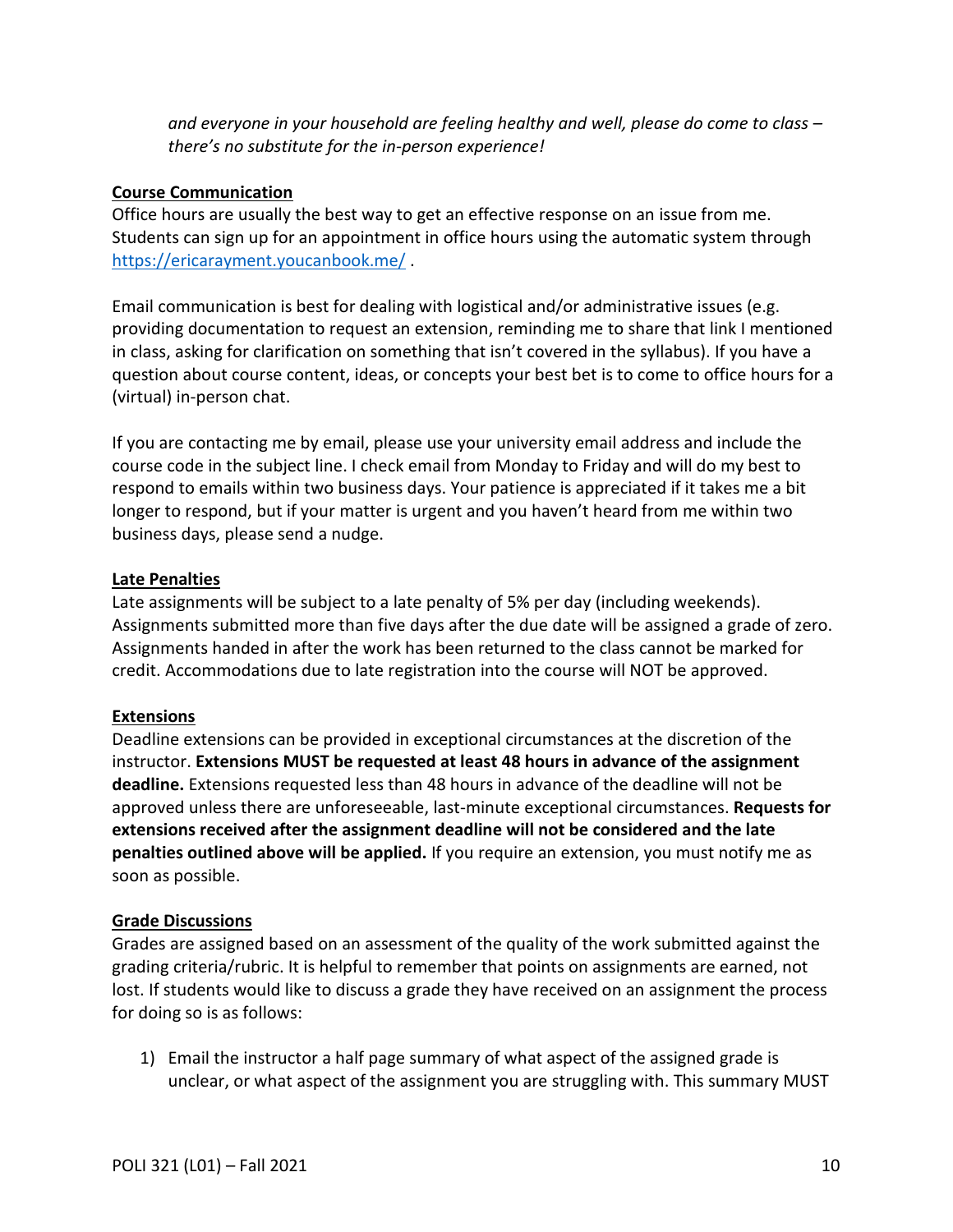*and everyone in your household are feeling healthy and well, please do come to class – there's no substitute for the in-person experience!*

## Course Communication

Office hours are usually the best way to get an effective response on an issue from me. Students can sign up for an appointment in office hours using the automatic system through https://ericarayment.youcanbook.me/ .

Email communication is best for dealing with logistical and/or administrative issues (e.g. providing documentation to request an extension, reminding me to share that link I mentioned in class, asking for clarification on something that isn't covered in the syllabus). If you have a question about course content, ideas, or concepts your best bet is to come to office hours for a (virtual) in-person chat.

If you are contacting me by email, please use your university email address and include the course code in the subject line. I check email from Monday to Friday and will do my best to respond to emails within two business days. Your patience is appreciated if it takes me a bit longer to respond, but if your matter is urgent and you haven't heard from me within two business days, please send a nudge.

## Late Penalties

Late assignments will be subject to a late penalty of 5% per day (including weekends). Assignments submitted more than five days after the due date will be assigned a grade of zero. Assignments handed in after the work has been returned to the class cannot be marked for credit. Accommodations due to late registration into the course will NOT be approved.

## Extensions

Deadline extensions can be provided in exceptional circumstances at the discretion of the instructor. **Extensions MUST be requested at least 48 hours in advance of the assignment deadline.** Extensions requested less than 48 hours in advance of the deadline will not be approved unless there are unforeseeable, last-minute exceptional circumstances. **Requests for extensions received after the assignment deadline will not be considered and the late penalties outlined above will be applied.** If you require an extension, you must notify me as soon as possible.

## Grade Discussions

Grades are assigned based on an assessment of the quality of the work submitted against the grading criteria/rubric. It is helpful to remember that points on assignments are earned, not lost. If students would like to discuss a grade they have received on an assignment the process for doing so is as follows:

1) Email the instructor a half page summary of what aspect of the assigned grade is unclear, or what aspect of the assignment you are struggling with. This summary MUST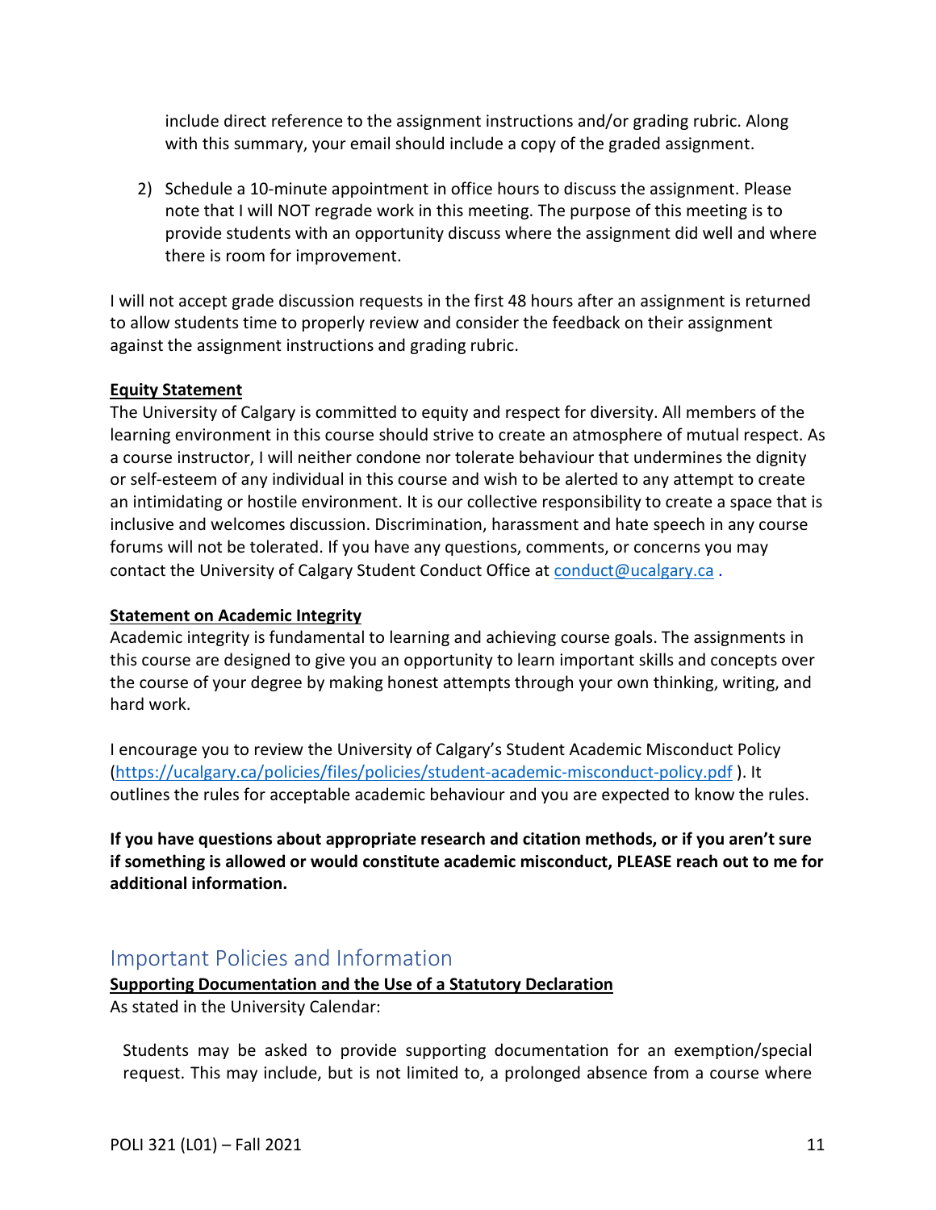include direct reference to the assignment instructions and/or grading rubric. Along with this summary, your email should include a copy of the graded assignment.

2) Schedule a 10-minute appointment in office hours to discuss the assignment. Please note that I will NOT regrade work in this meeting. The purpose of this meeting is to provide students with an opportunity discuss where the assignment did well and where there is room for improvement.

I will not accept grade discussion requests in the first 48 hours after an assignment is returned to allow students time to properly review and consider the feedback on their assignment against the assignment instructions and grading rubric.

**Equity Statement**

The University of Calgary is committed to equity and respect for diversity. All members of the learning environment in this course should strive to create an atmosphere of mutual respect. As a course instructor, I will neither condone nor tolerate behaviour that undermines the dignity or self-esteem of any individual in this course and wish to be alerted to any attempt to create an intimidating or hostile environment. It is our collective responsibility to create a space that is inclusive and welcomes discussion. Discrimination, harassment and hate speech in any course forums will not be tolerated. If you have any questions, comments, or concerns you may contact the University of Calgary Student Conduct Office at [conduct@ucalgary.ca](mailto:conduct@ucalgary.ca) .

**Statement on Academic Integrity**

Academic integrity is fundamental to learning and achieving course goals. The assignments in this course are designed to give you an opportunity to learn important skills and concepts over the course of your degree by making honest attempts through your own thinking, writing, and hard work.

I encourage you to review the University of Calgary's Student Academic Misconduct Policy ([https://ucalgary.ca/policies/files/policies/student-academic-misconduct-policy.pdf](https://ucalgary.ca/policies/files/policies/student-academic-misconduct-policy.pdf) ). It outlines the rules for acceptable academic behaviour and you are expected to know the rules.

**If you have questions about appropriate research and citation methods, or if you aren't sure if something is allowed or would constitute academic misconduct, PLEASE reach out to me for additional information.**

## Important Policies and Information

**Supporting Documentation and the Use of a Statutory Declaration**

As stated in the University Calendar:

> Students may be asked to provide supporting documentation for an exemption/special request. This may include, but is not limited to, a prolonged absence from a course where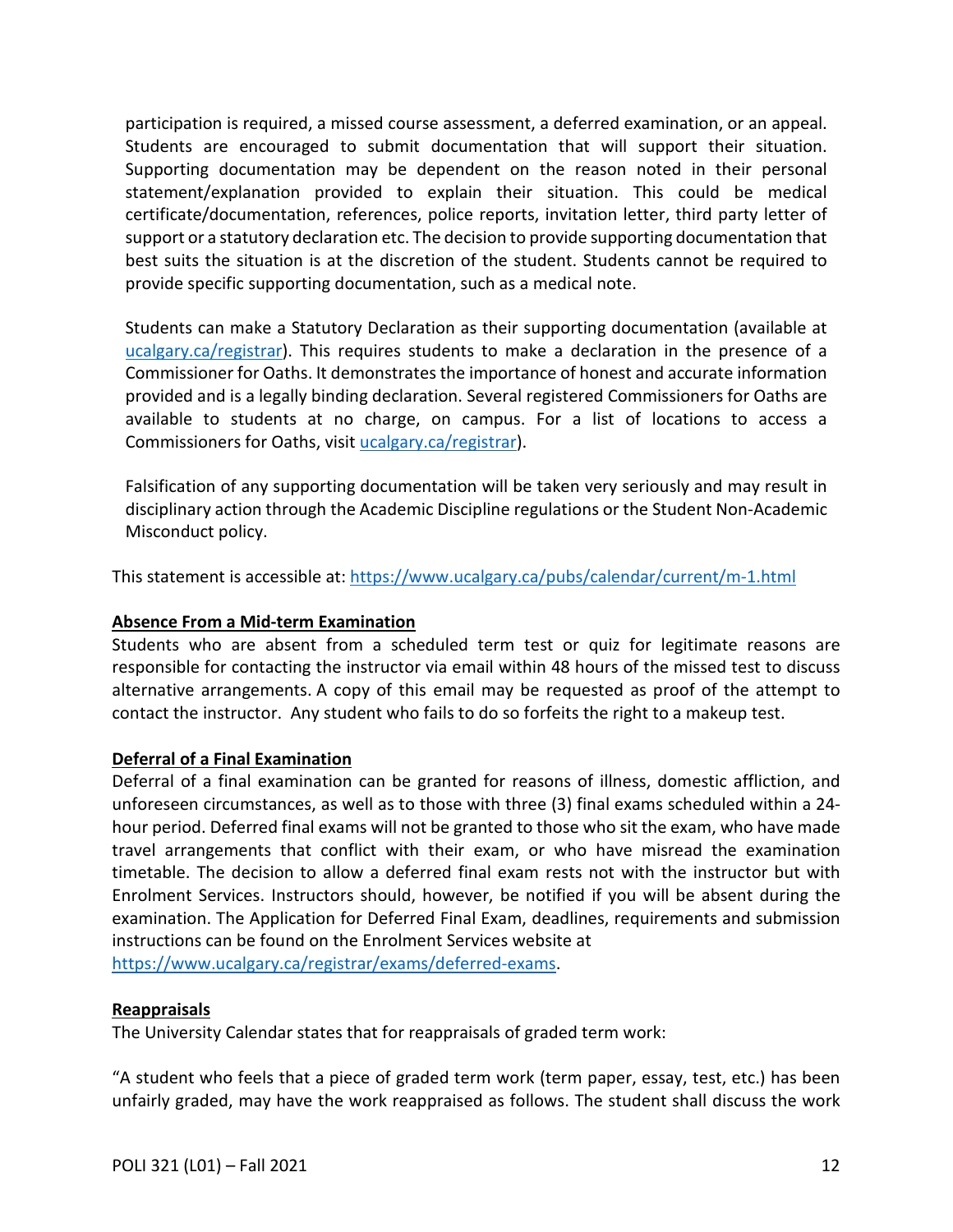participation is required, a missed course assessment, a deferred examination, or an appeal. Students are encouraged to submit documentation that will support their situation. Supporting documentation may be dependent on the reason noted in their personal statement/explanation provided to explain their situation. This could be medical certificate/documentation, references, police reports, invitation letter, third party letter of support or a statutory declaration etc. The decision to provide supporting documentation that best suits the situation is at the discretion of the student. Students cannot be required to provide specific supporting documentation, such as a medical note.

Students can make a Statutory Declaration as their supporting documentation (available at [ucalgary.ca/registrar](ucalgary.ca/registrar)). This requires students to make a declaration in the presence of a Commissioner for Oaths. It demonstrates the importance of honest and accurate information provided and is a legally binding declaration. Several registered Commissioners for Oaths are available to students at no charge, on campus. For a list of locations to access a Commissioners for Oaths, visit [ucalgary.ca/registrar](ucalgary.ca/registrar)).

Falsification of any supporting documentation will be taken very seriously and may result in disciplinary action through the Academic Discipline regulations or the Student Non-Academic Misconduct policy.

This statement is accessible at: https://www.ucalgary.ca/pubs/calendar/current/m-1.html

**Absence From a Mid-term Examination**

Students who are absent from a scheduled term test or quiz for legitimate reasons are responsible for contacting the instructor via email within 48 hours of the missed test to discuss alternative arrangements. A copy of this email may be requested as proof of the attempt to contact the instructor. Any student who fails to do so forfeits the right to a makeup test.

**Deferral of a Final Examination**

Deferral of a final examination can be granted for reasons of illness, domestic affliction, and unforeseen circumstances, as well as to those with three (3) final exams scheduled within a 24-hour period. Deferred final exams will not be granted to those who sit the exam, who have made travel arrangements that conflict with their exam, or who have misread the examination timetable. The decision to allow a deferred final exam rests not with the instructor but with Enrolment Services. Instructors should, however, be notified if you will be absent during the examination. The Application for Deferred Final Exam, deadlines, requirements and submission instructions can be found on the Enrolment Services website at https://www.ucalgary.ca/registrar/exams/deferred-exams.

**Reappraisals**

The University Calendar states that for reappraisals of graded term work:

"A student who feels that a piece of graded term work (term paper, essay, test, etc.) has been unfairly graded, may have the work reappraised as follows. The student shall discuss the work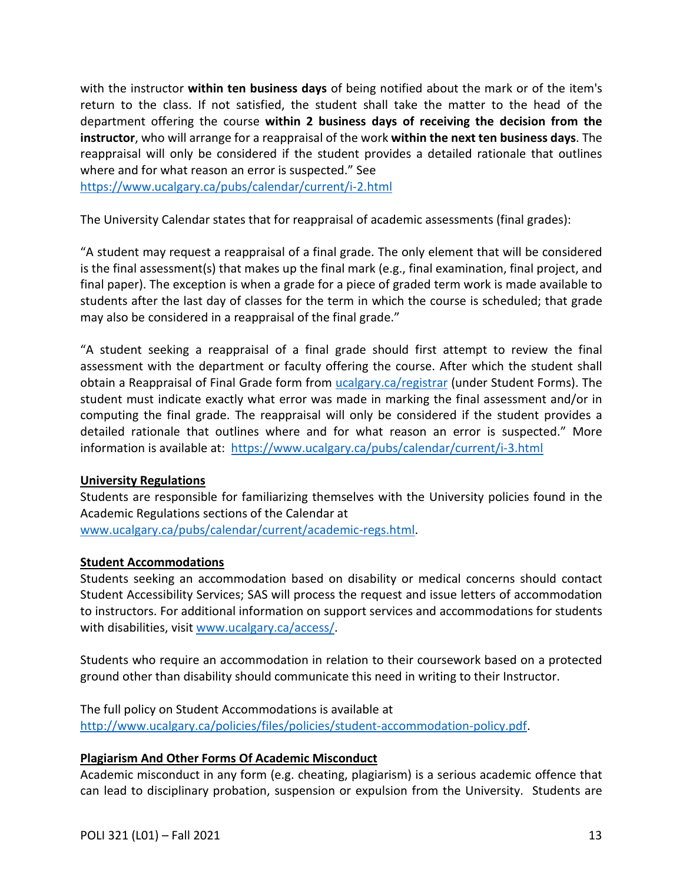with the instructor **within ten business days** of being notified about the mark or of the item's return to the class. If not satisfied, the student shall take the matter to the head of the department offering the course **within 2 business days of receiving the decision from the instructor**, who will arrange for a reappraisal of the work **within the next ten business days**. The reappraisal will only be considered if the student provides a detailed rationale that outlines where and for what reason an error is suspected." See https://www.ucalgary.ca/pubs/calendar/current/i-2.html

The University Calendar states that for reappraisal of academic assessments (final grades):

"A student may request a reappraisal of a final grade. The only element that will be considered is the final assessment(s) that makes up the final mark (e.g., final examination, final project, and final paper). The exception is when a grade for a piece of graded term work is made available to students after the last day of classes for the term in which the course is scheduled; that grade may also be considered in a reappraisal of the final grade."

"A student seeking a reappraisal of a final grade should first attempt to review the final assessment with the department or faculty offering the course. After which the student shall obtain a Reappraisal of Final Grade form from ucalgary.ca/registrar (under Student Forms). The student must indicate exactly what error was made in marking the final assessment and/or in computing the final grade. The reappraisal will only be considered if the student provides a detailed rationale that outlines where and for what reason an error is suspected." More information is available at: https://www.ucalgary.ca/pubs/calendar/current/i-3.html

**University Regulations**

Students are responsible for familiarizing themselves with the University policies found in the Academic Regulations sections of the Calendar at www.ucalgary.ca/pubs/calendar/current/academic-regs.html.

**Student Accommodations**

Students seeking an accommodation based on disability or medical concerns should contact Student Accessibility Services; SAS will process the request and issue letters of accommodation to instructors. For additional information on support services and accommodations for students with disabilities, visit www.ucalgary.ca/access/.

Students who require an accommodation in relation to their coursework based on a protected ground other than disability should communicate this need in writing to their Instructor.

The full policy on Student Accommodations is available at http://www.ucalgary.ca/policies/files/policies/student-accommodation-policy.pdf.

**Plagiarism And Other Forms Of Academic Misconduct**

Academic misconduct in any form (e.g. cheating, plagiarism) is a serious academic offence that can lead to disciplinary probation, suspension or expulsion from the University. Students are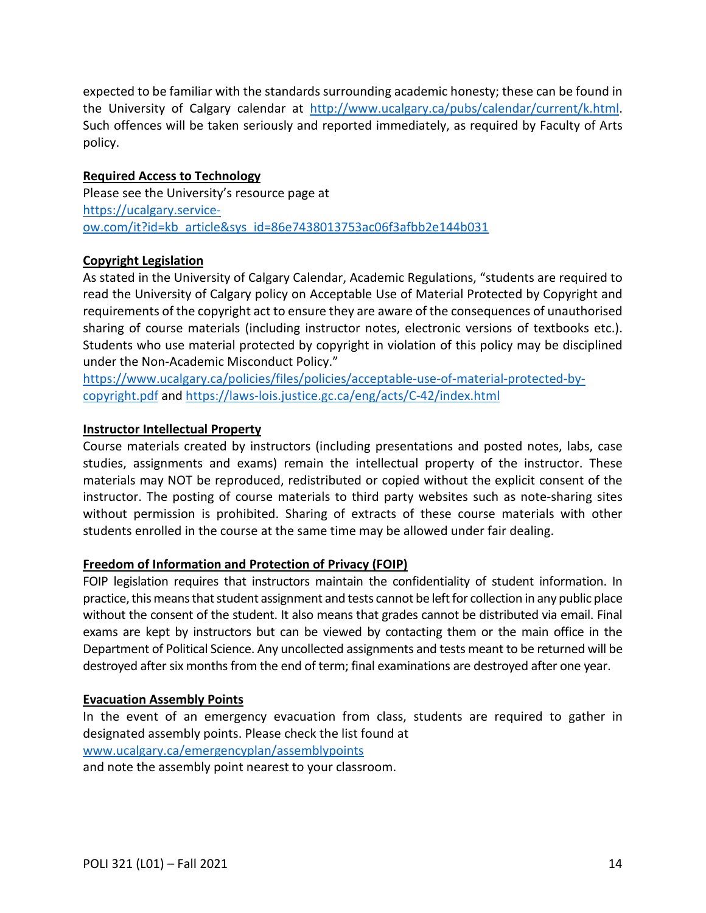expected to be familiar with the standards surrounding academic honesty; these can be found in the University of Calgary calendar at [http://www.ucalgary.ca/pubs/calendar/current/k.html](http://www.ucalgary.ca/pubs/calendar/current/k.html). Such offences will be taken seriously and reported immediately, as required by Faculty of Arts policy.

**Required Access to Technology**

Please see the University's resource page at
[https://ucalgary.service-ow.com/it?id=kb_article&sys_id=86e7438013753ac06f3afbb2e144b031](https://ucalgary.service-ow.com/it?id=kb_article&sys_id=86e7438013753ac06f3afbb2e144b031)

**Copyright Legislation**

As stated in the University of Calgary Calendar, Academic Regulations, "students are required to read the University of Calgary policy on Acceptable Use of Material Protected by Copyright and requirements of the copyright act to ensure they are aware of the consequences of unauthorised sharing of course materials (including instructor notes, electronic versions of textbooks etc.). Students who use material protected by copyright in violation of this policy may be disciplined under the Non-Academic Misconduct Policy."
[https://www.ucalgary.ca/policies/files/policies/acceptable-use-of-material-protected-by-copyright.pdf](https://www.ucalgary.ca/policies/files/policies/acceptable-use-of-material-protected-by-copyright.pdf) and [https://laws-lois.justice.gc.ca/eng/acts/C-42/index.html](https://laws-lois.justice.gc.ca/eng/acts/C-42/index.html)

**Instructor Intellectual Property**

Course materials created by instructors (including presentations and posted notes, labs, case studies, assignments and exams) remain the intellectual property of the instructor. These materials may NOT be reproduced, redistributed or copied without the explicit consent of the instructor. The posting of course materials to third party websites such as note-sharing sites without permission is prohibited. Sharing of extracts of these course materials with other students enrolled in the course at the same time may be allowed under fair dealing.

**Freedom of Information and Protection of Privacy (FOIP)**

FOIP legislation requires that instructors maintain the confidentiality of student information. In practice, this means that student assignment and tests cannot be left for collection in any public place without the consent of the student. It also means that grades cannot be distributed via email. Final exams are kept by instructors but can be viewed by contacting them or the main office in the Department of Political Science. Any uncollected assignments and tests meant to be returned will be destroyed after six months from the end of term; final examinations are destroyed after one year.

**Evacuation Assembly Points**

In the event of an emergency evacuation from class, students are required to gather in designated assembly points. Please check the list found at
[www.ucalgary.ca/emergencyplan/assemblypoints](www.ucalgary.ca/emergencyplan/assemblypoints)
and note the assembly point nearest to your classroom.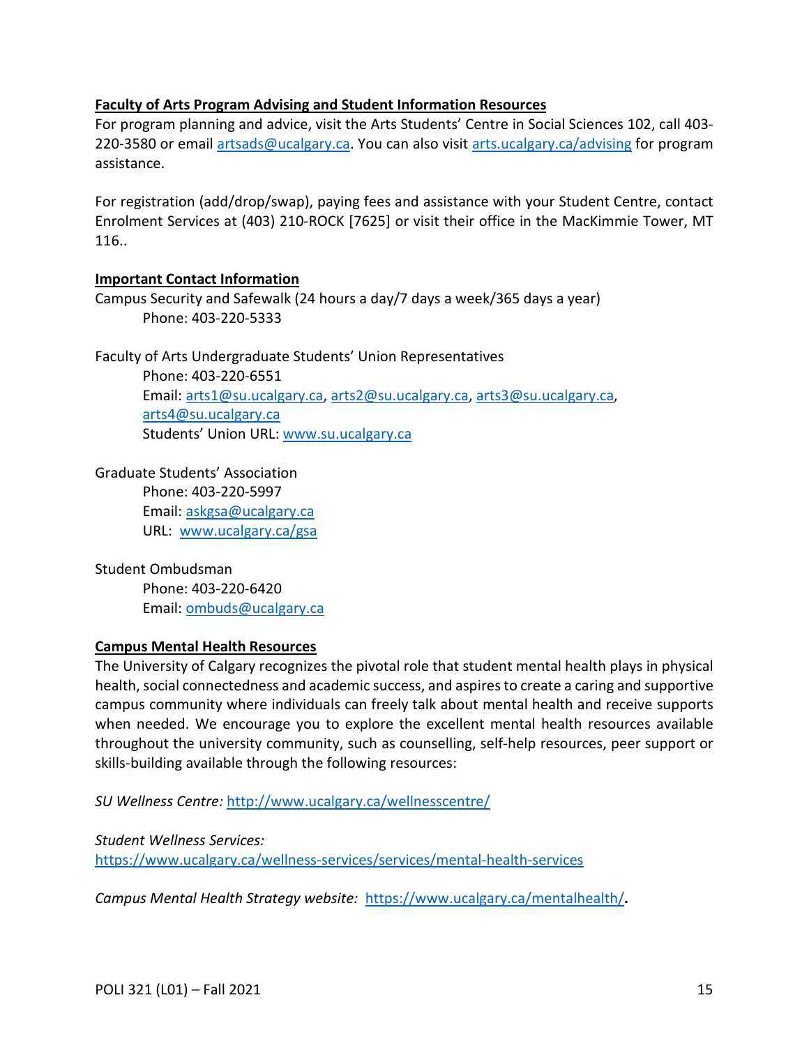**Faculty of Arts Program Advising and Student Information Resources**

For program planning and advice, visit the Arts Students' Centre in Social Sciences 102, call 403-220-3580 or email artsads@ucalgary.ca. You can also visit arts.ucalgary.ca/advising for program assistance.

For registration (add/drop/swap), paying fees and assistance with your Student Centre, contact Enrolment Services at (403) 210-ROCK [7625] or visit their office in the MacKimmie Tower, MT 116..

**Important Contact Information**

Campus Security and Safewalk (24 hours a day/7 days a week/365 days a year)
    Phone: 403-220-5333

Faculty of Arts Undergraduate Students' Union Representatives
    Phone: 403-220-6551
    Email: arts1@su.ucalgary.ca, arts2@su.ucalgary.ca, arts3@su.ucalgary.ca, arts4@su.ucalgary.ca
    Students' Union URL: www.su.ucalgary.ca

Graduate Students' Association
    Phone: 403-220-5997
    Email: askgsa@ucalgary.ca
    URL: www.ucalgary.ca/gsa

Student Ombudsman
    Phone: 403-220-6420
    Email: ombuds@ucalgary.ca

**Campus Mental Health Resources**

The University of Calgary recognizes the pivotal role that student mental health plays in physical health, social connectedness and academic success, and aspires to create a caring and supportive campus community where individuals can freely talk about mental health and receive supports when needed. We encourage you to explore the excellent mental health resources available throughout the university community, such as counselling, self-help resources, peer support or skills-building available through the following resources:

*SU Wellness Centre:* http://www.ucalgary.ca/wellnesscentre/

*Student Wellness Services:*
https://www.ucalgary.ca/wellness-services/services/mental-health-services

*Campus Mental Health Strategy website:* https://www.ucalgary.ca/mentalhealth/.